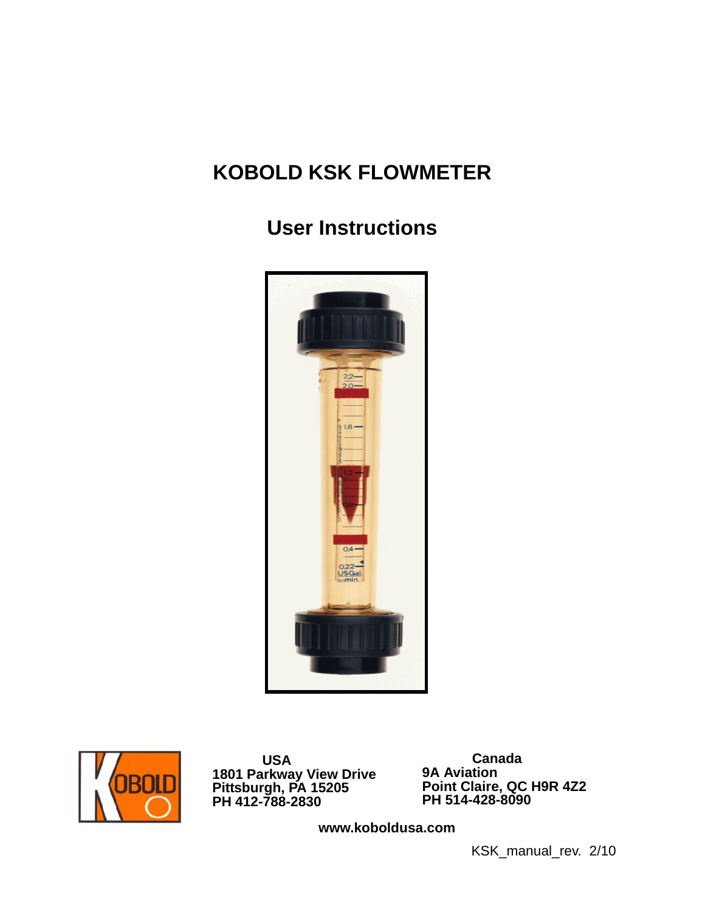# KOBOLD KSK FLOWMETER

## User Instructions

**USA**
**1801 Parkway View Drive**
**Pittsburgh, PA 15205**
**PH 412-788-2830**

**Canada**
**9A Aviation**
**Point Claire, QC H9R 4Z2**
**PH 514-428-8090**

**www.koboldusa.com**

KSK_manual_rev. 2/10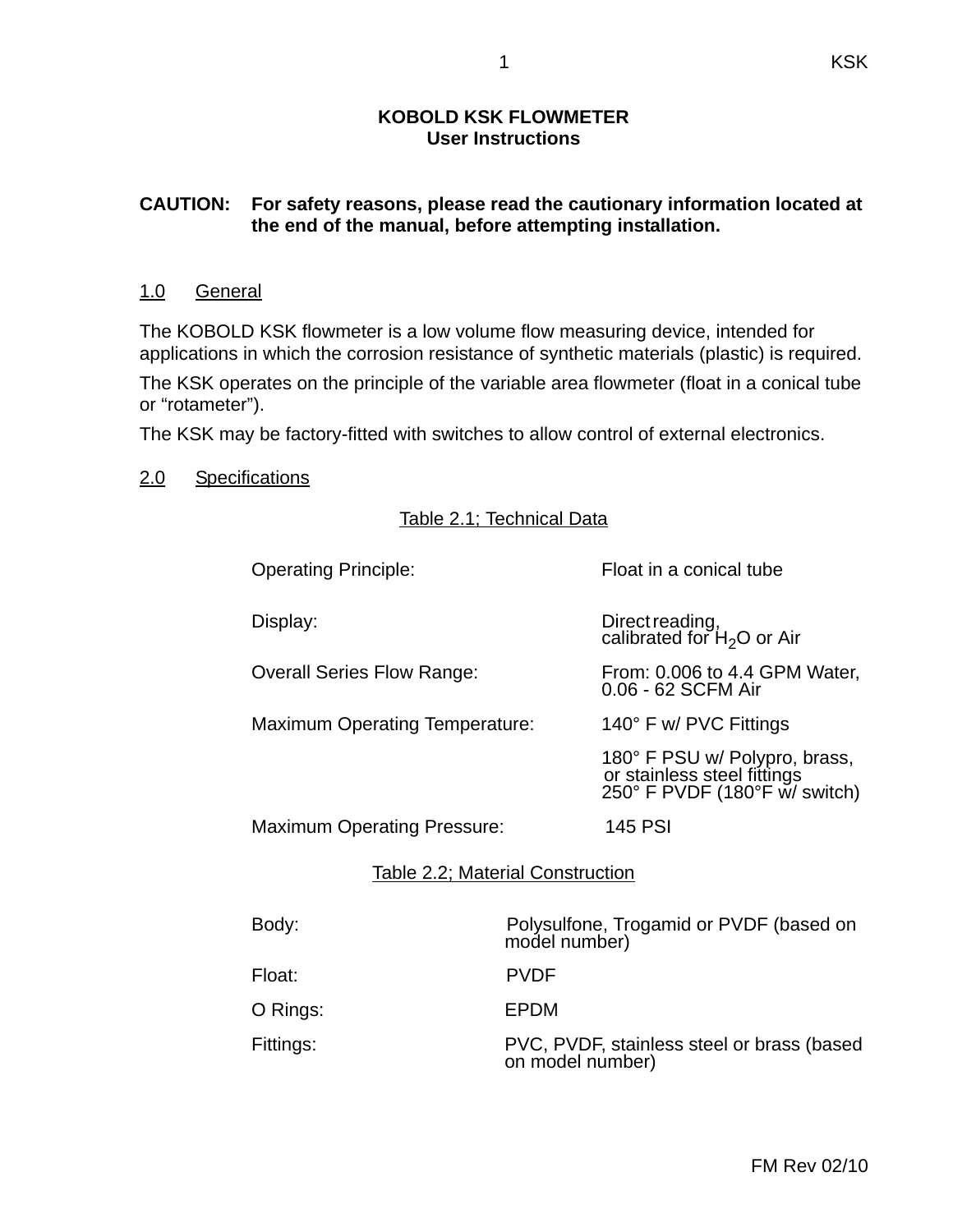# KOBOLD KSK FLOWMETER
## User Instructions

**CAUTION: For safety reasons, please read the cautionary information located at the end of the manual, before attempting installation.**

## 1.0 General

The KOBOLD KSK flowmeter is a low volume flow measuring device, intended for applications in which the corrosion resistance of synthetic materials (plastic) is required.

The KSK operates on the principle of the variable area flowmeter (float in a conical tube or “rotameter”).

The KSK may be factory-fitted with switches to allow control of external electronics.

## 2.0 Specifications

Table 2.1; Technical Data

| | |
|---|---|
| Operating Principle: | Float in a conical tube |
| Display: | Direct reading, calibrated for $H_2O$ or Air |
| Overall Series Flow Range: | From: 0.006 to 4.4 GPM Water, 0.06 - 62 SCFM Air |
| Maximum Operating Temperature: | 140° F w/ PVC Fittings |
| | 180° F PSU w/ Polypro, brass, or stainless steel fittings<br>250° F PVDF (180°F w/ switch) |
| Maximum Operating Pressure: | 145 PSI |

Table 2.2; Material Construction

| | |
|---|---|
| Body: | Polysulfone, Trogamid or PVDF (based on model number) |
| Float: | PVDF |
| O Rings: | EPDM |
| Fittings: | PVC, PVDF, stainless steel or brass (based on model number) |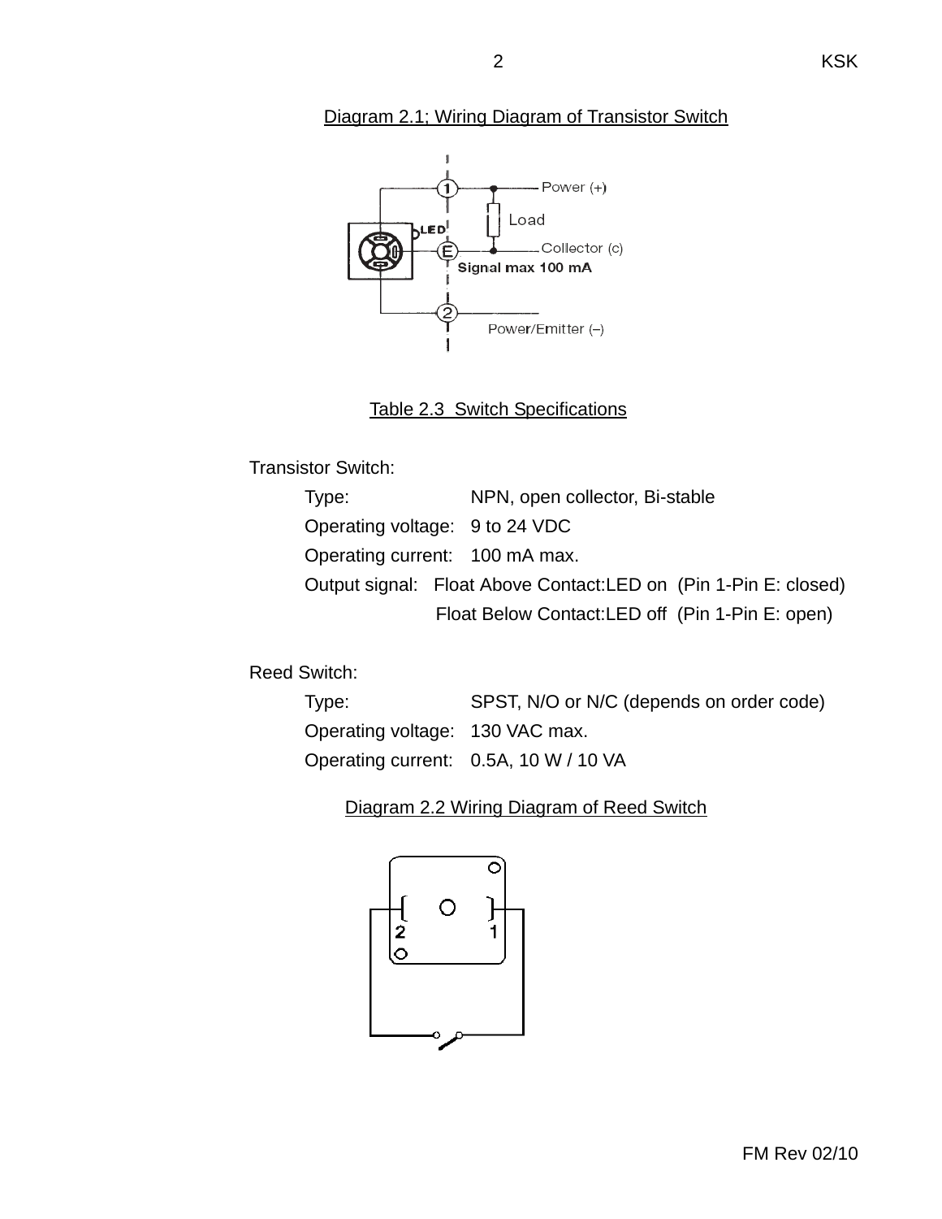Diagram 2.1; Wiring Diagram of Transistor Switch

Table 2.3 Switch Specifications

Transistor Switch:

| | |
|---|---|
| Type: | NPN, open collector, Bi-stable |
| Operating voltage: | 9 to 24 VDC |
| Operating current: | 100 mA max. |
| Output signal: | Float Above Contact:LED on (Pin 1-Pin E: closed) |
| | Float Below Contact:LED off (Pin 1-Pin E: open) |

Reed Switch:

| | |
|---|---|
| Type: | SPST, N/O or N/C (depends on order code) |
| Operating voltage: | 130 VAC max. |
| Operating current: | 0.5A, 10 W / 10 VA |

Diagram 2.2 Wiring Diagram of Reed Switch

FM Rev 02/10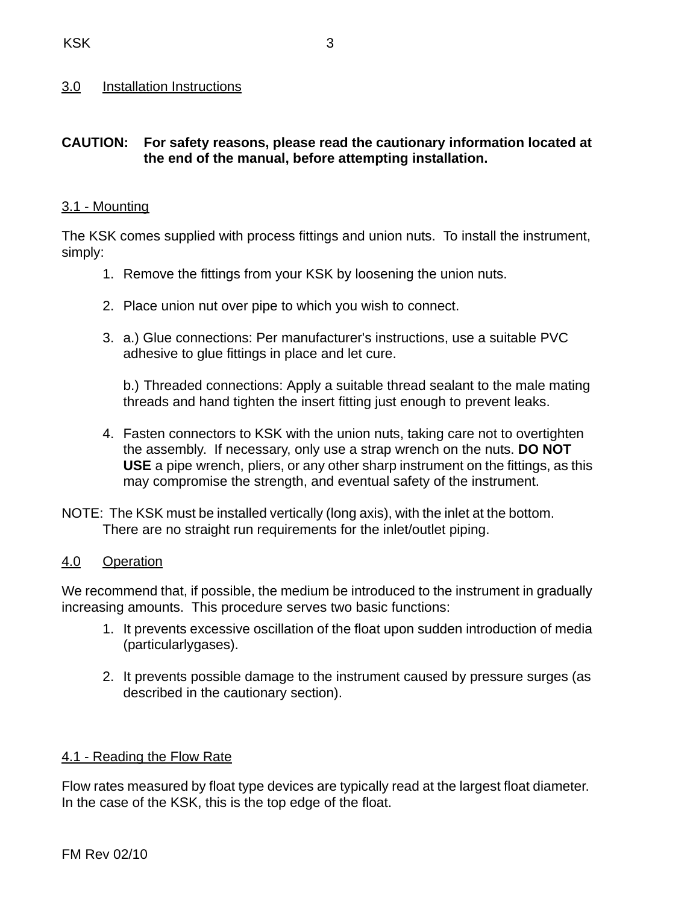## 3.0 Installation Instructions

**CAUTION: For safety reasons, please read the cautionary information located at the end of the manual, before attempting installation.**

### 3.1 - Mounting

The KSK comes supplied with process fittings and union nuts. To install the instrument, simply:

1. Remove the fittings from your KSK by loosening the union nuts.

2. Place union nut over pipe to which you wish to connect.

3. a.) Glue connections: Per manufacturer's instructions, use a suitable PVC adhesive to glue fittings in place and let cure.

   b.) Threaded connections: Apply a suitable thread sealant to the male mating threads and hand tighten the insert fitting just enough to prevent leaks.

4. Fasten connectors to KSK with the union nuts, taking care not to overtighten the assembly. If necessary, only use a strap wrench on the nuts. **DO NOT USE** a pipe wrench, pliers, or any other sharp instrument on the fittings, as this may compromise the strength, and eventual safety of the instrument.

NOTE: The KSK must be installed vertically (long axis), with the inlet at the bottom. There are no straight run requirements for the inlet/outlet piping.

## 4.0 Operation

We recommend that, if possible, the medium be introduced to the instrument in gradually increasing amounts. This procedure serves two basic functions:

1. It prevents excessive oscillation of the float upon sudden introduction of media (particularlygases).

2. It prevents possible damage to the instrument caused by pressure surges (as described in the cautionary section).

### 4.1 - Reading the Flow Rate

Flow rates measured by float type devices are typically read at the largest float diameter. In the case of the KSK, this is the top edge of the float.

FM Rev 02/10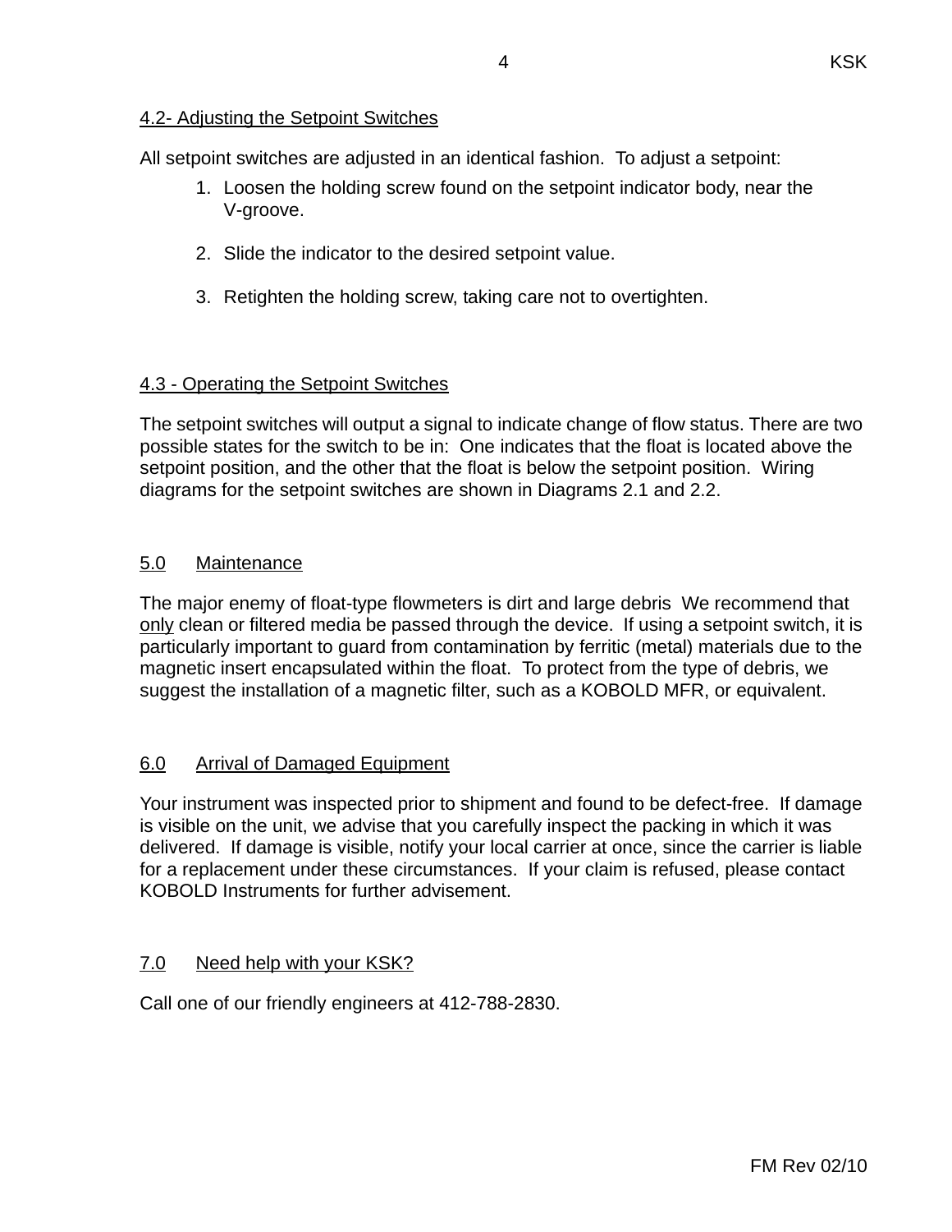### 4.2- Adjusting the Setpoint Switches

All setpoint switches are adjusted in an identical fashion.  To adjust a setpoint:

1. Loosen the holding screw found on the setpoint indicator body, near the V-groove.

2. Slide the indicator to the desired setpoint value.

3. Retighten the holding screw, taking care not to overtighten.

### 4.3 - Operating the Setpoint Switches

The setpoint switches will output a signal to indicate change of flow status. There are two possible states for the switch to be in:  One indicates that the float is located above the setpoint position, and the other that the float is below the setpoint position.  Wiring diagrams for the setpoint switches are shown in Diagrams 2.1 and 2.2.

## 5.0 Maintenance

The major enemy of float-type flowmeters is dirt and large debris  We recommend that only clean or filtered media be passed through the device.  If using a setpoint switch, it is particularly important to guard from contamination by ferritic (metal) materials due to the magnetic insert encapsulated within the float.  To protect from the type of debris, we suggest the installation of a magnetic filter, such as a KOBOLD MFR, or equivalent.

## 6.0 Arrival of Damaged Equipment

Your instrument was inspected prior to shipment and found to be defect-free.  If damage is visible on the unit, we advise that you carefully inspect the packing in which it was delivered.  If damage is visible, notify your local carrier at once, since the carrier is liable for a replacement under these circumstances.  If your claim is refused, please contact KOBOLD Instruments for further advisement.

## 7.0 Need help with your KSK?

Call one of our friendly engineers at 412-788-2830.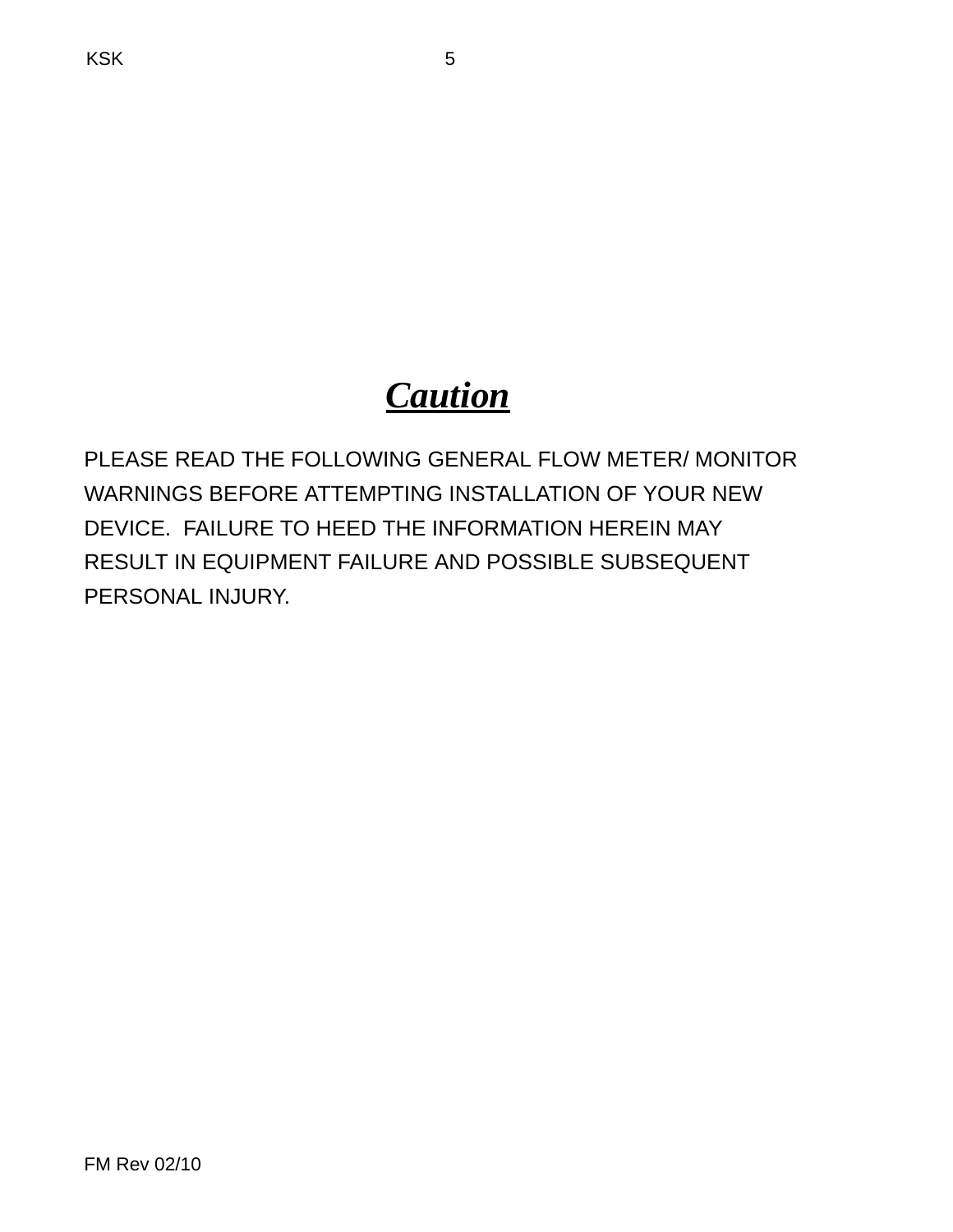# ***Caution***

PLEASE READ THE FOLLOWING GENERAL FLOW METER/ MONITOR WARNINGS BEFORE ATTEMPTING INSTALLATION OF YOUR NEW DEVICE. FAILURE TO HEED THE INFORMATION HEREIN MAY RESULT IN EQUIPMENT FAILURE AND POSSIBLE SUBSEQUENT PERSONAL INJURY.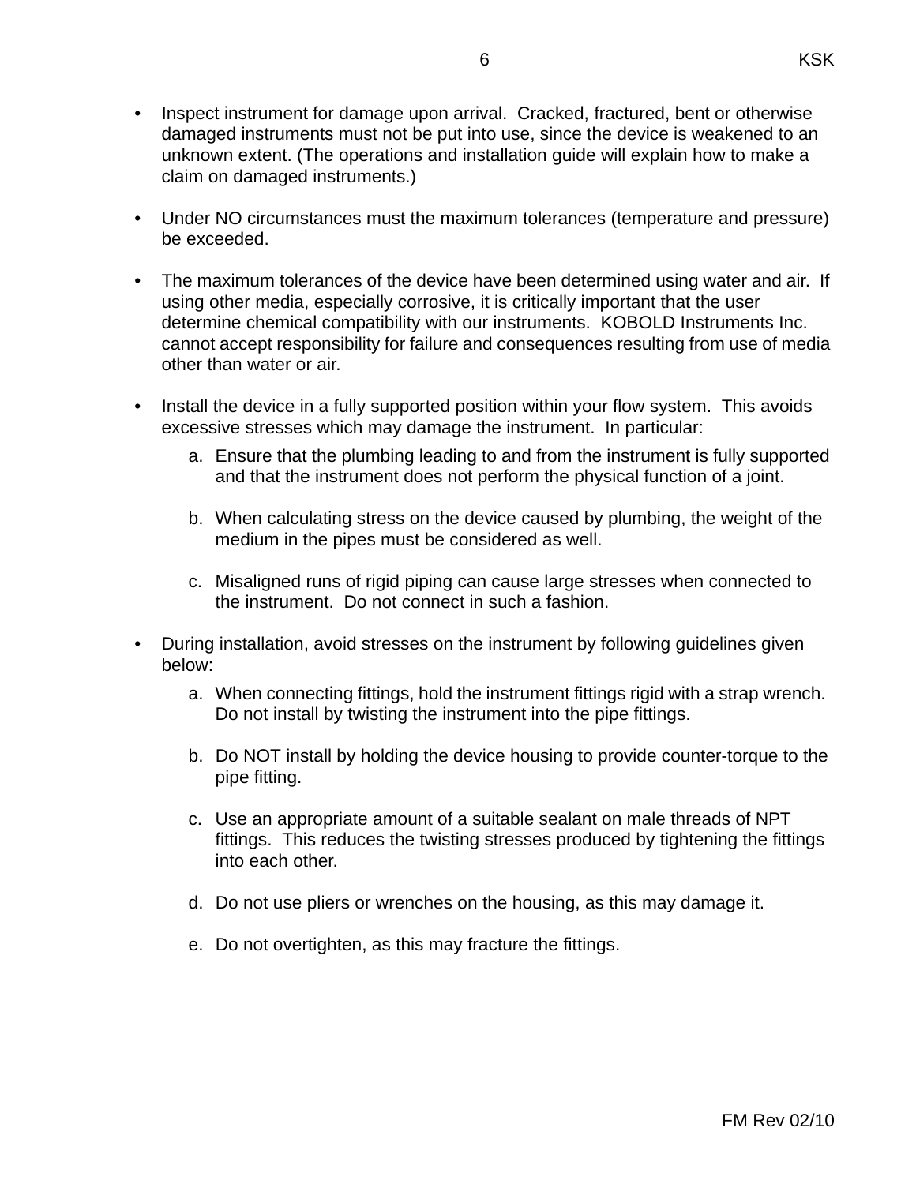- Inspect instrument for damage upon arrival. Cracked, fractured, bent or otherwise damaged instruments must not be put into use, since the device is weakened to an unknown extent. (The operations and installation guide will explain how to make a claim on damaged instruments.)

- Under NO circumstances must the maximum tolerances (temperature and pressure) be exceeded.

- The maximum tolerances of the device have been determined using water and air. If using other media, especially corrosive, it is critically important that the user determine chemical compatibility with our instruments. KOBOLD Instruments Inc. cannot accept responsibility for failure and consequences resulting from use of media other than water or air.

- Install the device in a fully supported position within your flow system. This avoids excessive stresses which may damage the instrument. In particular:

  a. Ensure that the plumbing leading to and from the instrument is fully supported and that the instrument does not perform the physical function of a joint.

  b. When calculating stress on the device caused by plumbing, the weight of the medium in the pipes must be considered as well.

  c. Misaligned runs of rigid piping can cause large stresses when connected to the instrument. Do not connect in such a fashion.

- During installation, avoid stresses on the instrument by following guidelines given below:

  a. When connecting fittings, hold the instrument fittings rigid with a strap wrench. Do not install by twisting the instrument into the pipe fittings.

  b. Do NOT install by holding the device housing to provide counter-torque to the pipe fitting.

  c. Use an appropriate amount of a suitable sealant on male threads of NPT fittings. This reduces the twisting stresses produced by tightening the fittings into each other.

  d. Do not use pliers or wrenches on the housing, as this may damage it.

  e. Do not overtighten, as this may fracture the fittings.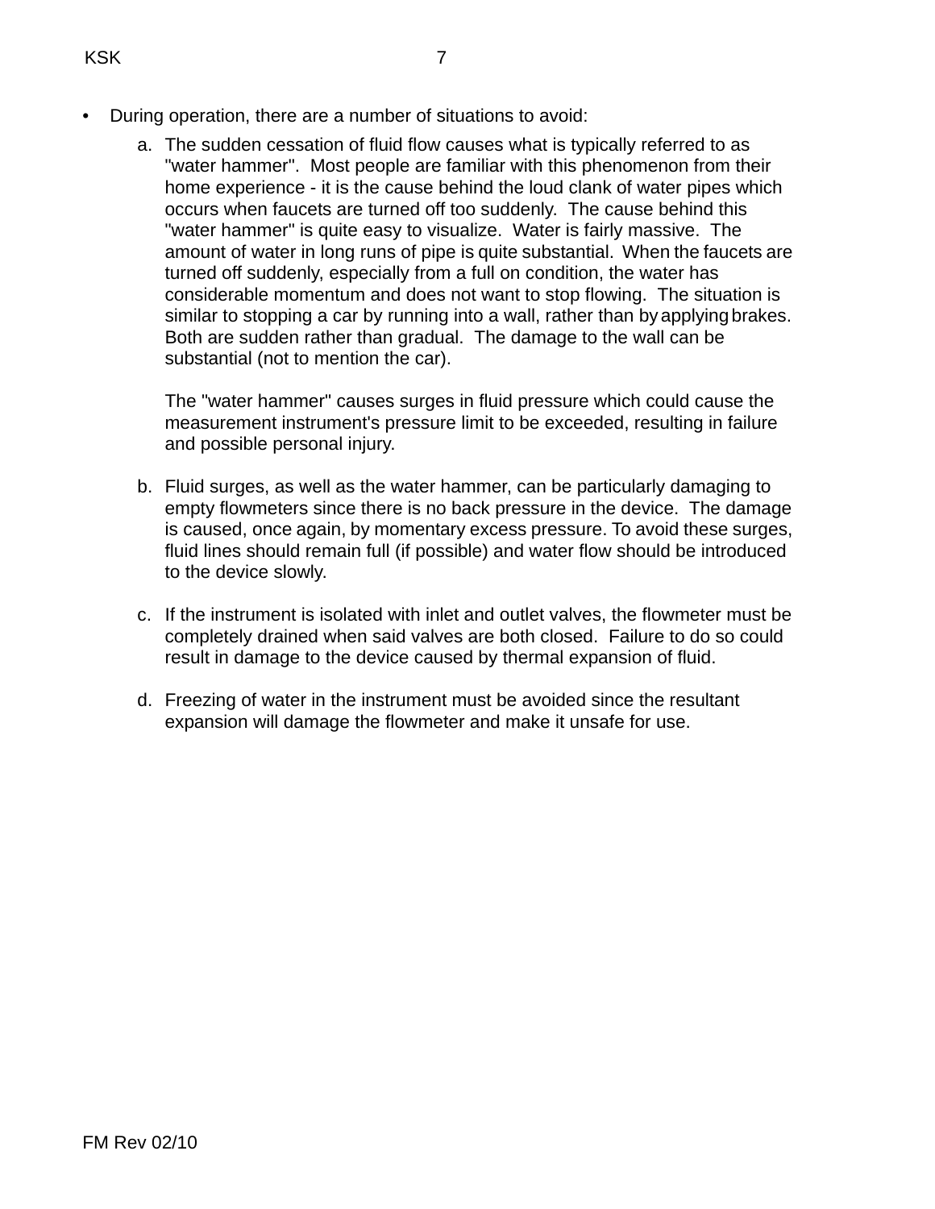- During operation, there are a number of situations to avoid:

  a. The sudden cessation of fluid flow causes what is typically referred to as "water hammer". Most people are familiar with this phenomenon from their home experience - it is the cause behind the loud clank of water pipes which occurs when faucets are turned off too suddenly. The cause behind this "water hammer" is quite easy to visualize. Water is fairly massive. The amount of water in long runs of pipe is quite substantial. When the faucets are turned off suddenly, especially from a full on condition, the water has considerable momentum and does not want to stop flowing. The situation is similar to stopping a car by running into a wall, rather than by applying brakes. Both are sudden rather than gradual. The damage to the wall can be substantial (not to mention the car).

     The "water hammer" causes surges in fluid pressure which could cause the measurement instrument's pressure limit to be exceeded, resulting in failure and possible personal injury.

  b. Fluid surges, as well as the water hammer, can be particularly damaging to empty flowmeters since there is no back pressure in the device. The damage is caused, once again, by momentary excess pressure. To avoid these surges, fluid lines should remain full (if possible) and water flow should be introduced to the device slowly.

  c. If the instrument is isolated with inlet and outlet valves, the flowmeter must be completely drained when said valves are both closed. Failure to do so could result in damage to the device caused by thermal expansion of fluid.

  d. Freezing of water in the instrument must be avoided since the resultant expansion will damage the flowmeter and make it unsafe for use.